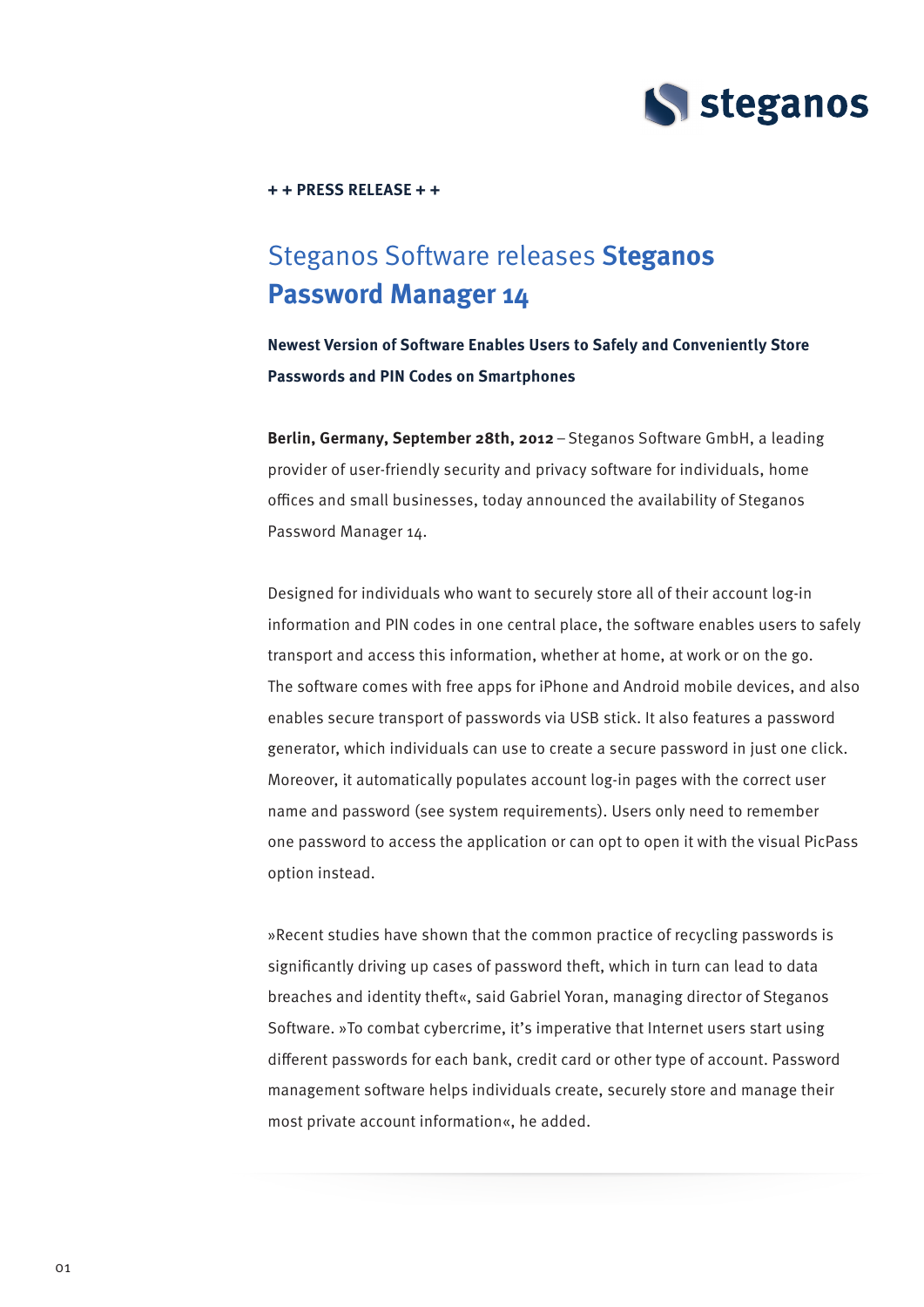**+ + PRESS RELEASE + +**

# Steganos Software releases **Steganos Password Manager 14**

**Newest Version of Software Enables Users to Safely and Conveniently Store Passwords and PIN Codes on Smartphones**

**Berlin, Germany, September 28th, 2012** – Steganos Software GmbH, a leading provider of user-friendly security and privacy software for individuals, home offices and small businesses, today announced the availability of Steganos Password Manager 14.

Designed for individuals who want to securely store all of their account log-in information and PIN codes in one central place, the software enables users to safely transport and access this information, whether at home, at work or on the go. The software comes with free apps for iPhone and Android mobile devices, and also enables secure transport of passwords via USB stick. It also features a password generator, which individuals can use to create a secure password in just one click. Moreover, it automatically populates account log-in pages with the correct user name and password (see system requirements). Users only need to remember one password to access the application or can opt to open it with the visual PicPass option instead.

»Recent studies have shown that the common practice of recycling passwords is significantly driving up cases of password theft, which in turn can lead to data breaches and identity theft«, said Gabriel Yoran, managing director of Steganos Software. »To combat cybercrime, it's imperative that Internet users start using different passwords for each bank, credit card or other type of account. Password management software helps individuals create, securely store and manage their most private account information«, he added.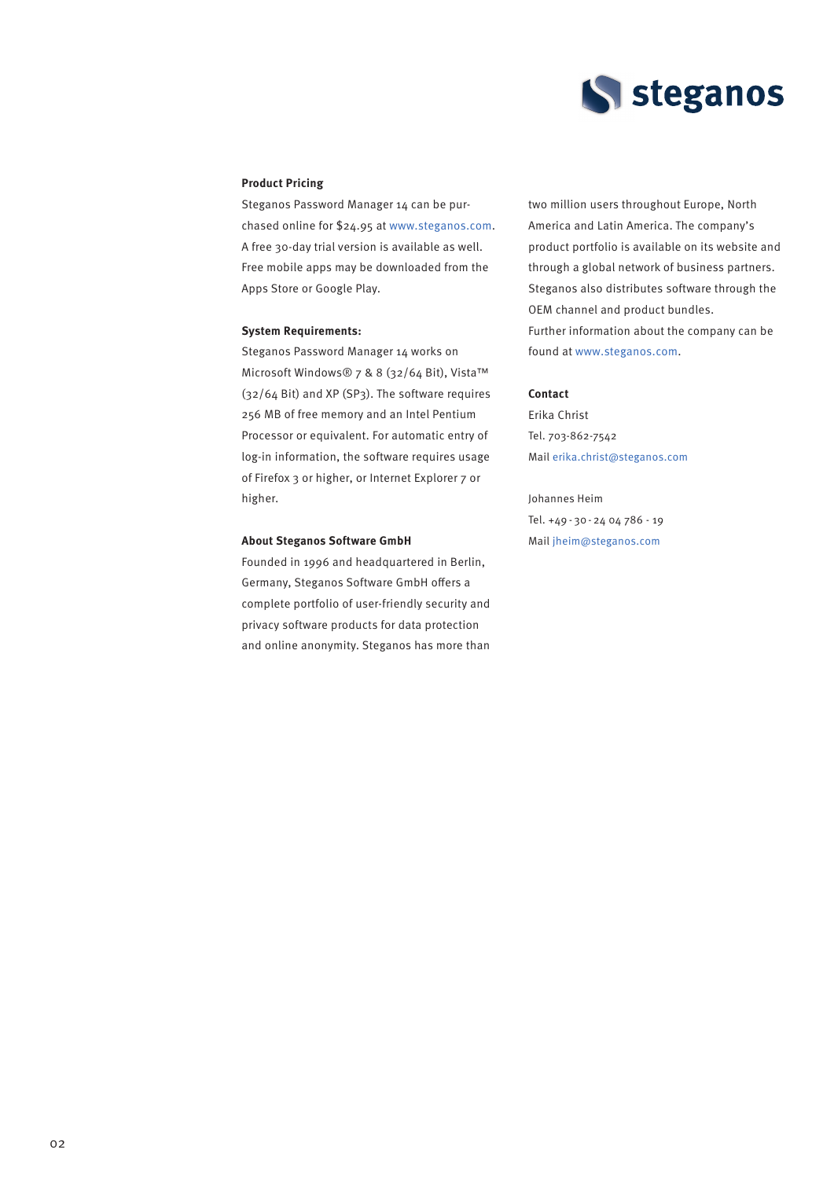### Product Pricing

Steganos Password Manager 14 can be purchased online for $24.95 at www.steganos.com. A free 30-day trial version is available as well. Free mobile apps may be downloaded from the Apps Store or Google Play.

### System Requirements:

Steganos Password Manager 14 works on Microsoft Windows® 7 & 8 (32/64 Bit), Vista™ (32/64 Bit) and XP (SP3). The software requires 256 MB of free memory and an Intel Pentium Processor or equivalent. For automatic entry of log-in information, the software requires usage of Firefox 3 or higher, or Internet Explorer 7 or higher.

### About Steganos Software GmbH

Founded in 1996 and headquartered in Berlin, Germany, Steganos Software GmbH offers a complete portfolio of user-friendly security and privacy software products for data protection and online anonymity. Steganos has more than two million users throughout Europe, North America and Latin America. The company's product portfolio is available on its website and through a global network of business partners. Steganos also distributes software through the OEM channel and product bundles.
Further information about the company can be found at www.steganos.com.

### Contact

Erika Christ
Tel. 703-862-7542
Mail erika.christ@steganos.com

Johannes Heim
Tel. +49 - 30 - 24 04 786 - 19
Mail jheim@steganos.com